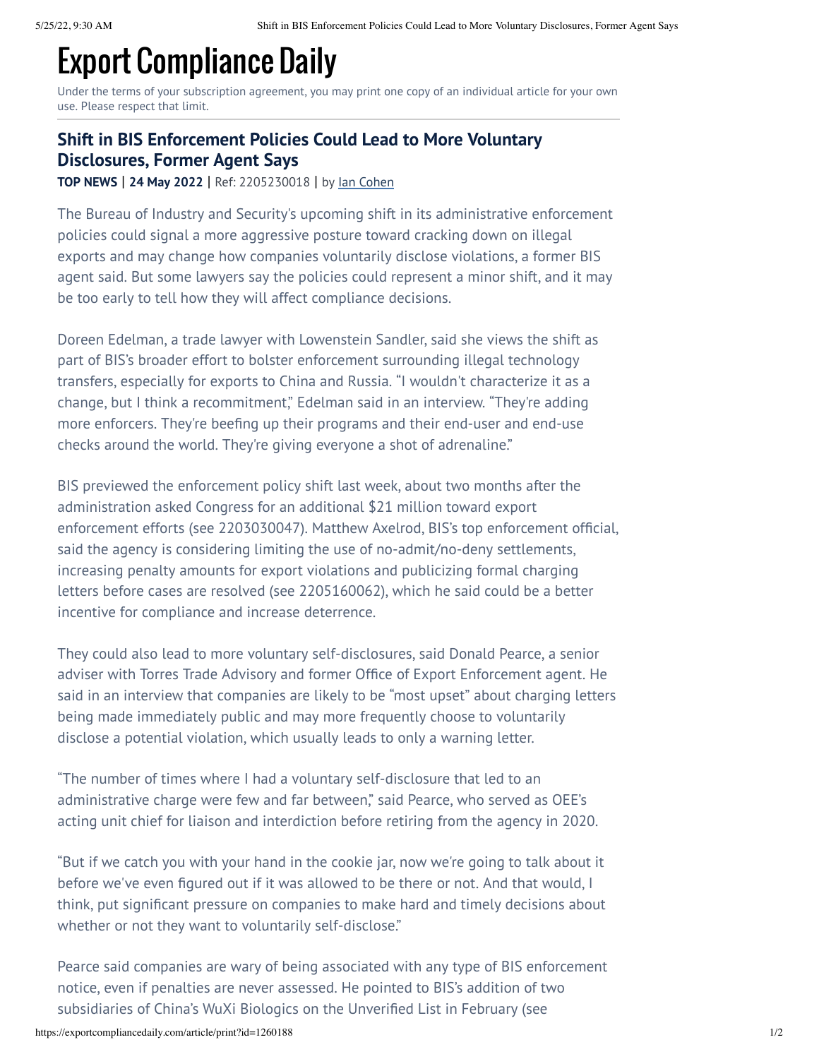# Export Compliance Daily

Under the terms of your subscription agreement, you may print one copy of an individual article for your own use. Please respect that limit.

## Shift in BIS Enforcement Policies Could Lead to More Voluntary Disclosures, Former Agent Says

**TOP NEWS** | **24 May 2022** | Ref: 2205230018 | by Ian Cohen

The Bureau of Industry and Security's upcoming shift in its administrative enforcement policies could signal a more aggressive posture toward cracking down on illegal exports and may change how companies voluntarily disclose violations, a former BIS agent said. But some lawyers say the policies could represent a minor shift, and it may be too early to tell how they will affect compliance decisions.

Doreen Edelman, a trade lawyer with Lowenstein Sandler, said she views the shift as part of BIS's broader effort to bolster enforcement surrounding illegal technology transfers, especially for exports to China and Russia. "I wouldn't characterize it as a change, but I think a recommitment," Edelman said in an interview. "They're adding more enforcers. They're beefing up their programs and their end-user and end-use checks around the world. They're giving everyone a shot of adrenaline."

BIS previewed the enforcement policy shift last week, about two months after the administration asked Congress for an additional $21 million toward export enforcement efforts (see 2203030047). Matthew Axelrod, BIS's top enforcement official, said the agency is considering limiting the use of no-admit/no-deny settlements, increasing penalty amounts for export violations and publicizing formal charging letters before cases are resolved (see 2205160062), which he said could be a better incentive for compliance and increase deterrence.

They could also lead to more voluntary self-disclosures, said Donald Pearce, a senior adviser with Torres Trade Advisory and former Office of Export Enforcement agent. He said in an interview that companies are likely to be "most upset" about charging letters being made immediately public and may more frequently choose to voluntarily disclose a potential violation, which usually leads to only a warning letter.

"The number of times where I had a voluntary self-disclosure that led to an administrative charge were few and far between," said Pearce, who served as OEE's acting unit chief for liaison and interdiction before retiring from the agency in 2020.

"But if we catch you with your hand in the cookie jar, now we're going to talk about it before we've even figured out if it was allowed to be there or not. And that would, I think, put significant pressure on companies to make hard and timely decisions about whether or not they want to voluntarily self-disclose."

Pearce said companies are wary of being associated with any type of BIS enforcement notice, even if penalties are never assessed. He pointed to BIS's addition of two subsidiaries of China's WuXi Biologics on the Unverified List in February (see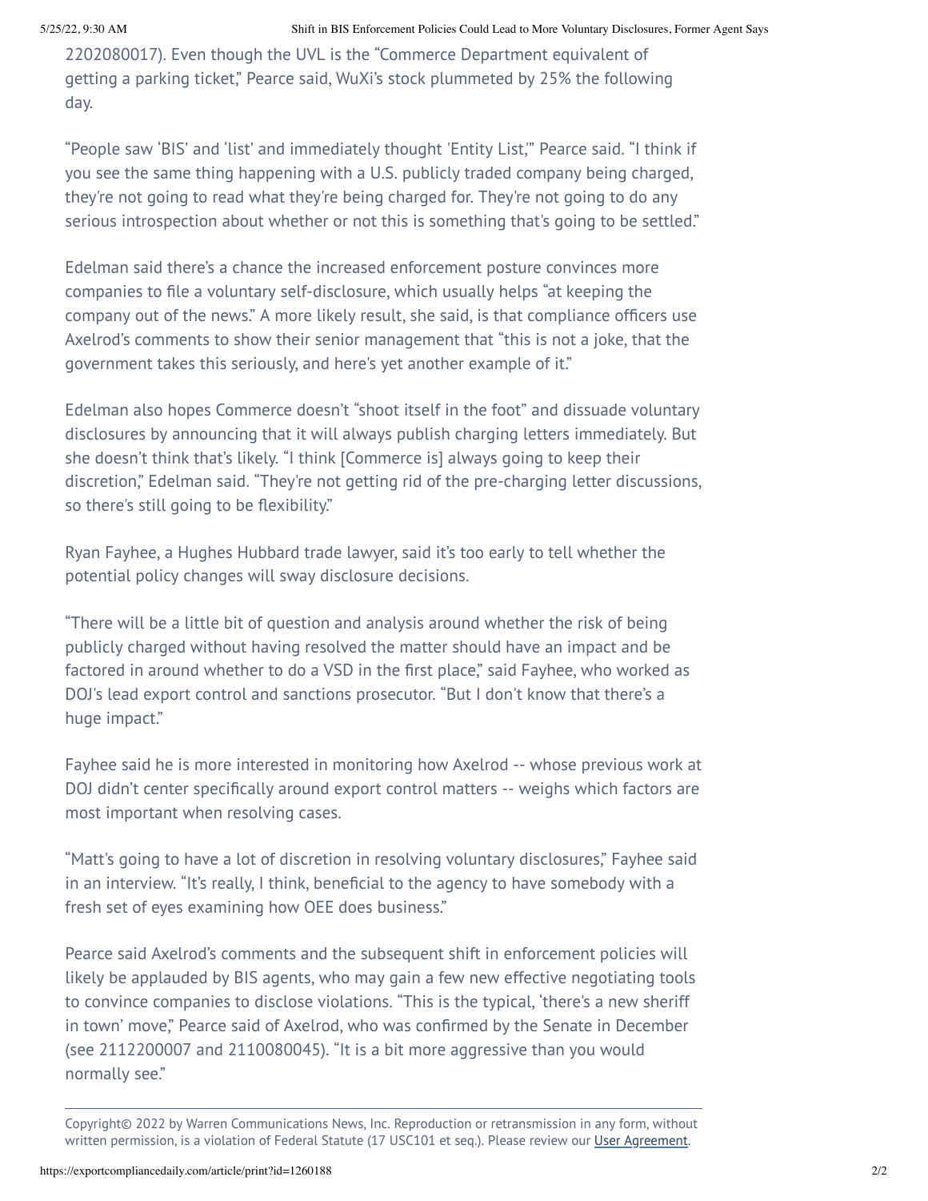2202080017). Even though the UVL is the "Commerce Department equivalent of getting a parking ticket," Pearce said, WuXi's stock plummeted by 25% the following day.

"People saw 'BIS' and 'list' and immediately thought 'Entity List,'" Pearce said. "I think if you see the same thing happening with a U.S. publicly traded company being charged, they're not going to read what they're being charged for. They're not going to do any serious introspection about whether or not this is something that's going to be settled."

Edelman said there's a chance the increased enforcement posture convinces more companies to file a voluntary self-disclosure, which usually helps "at keeping the company out of the news." A more likely result, she said, is that compliance officers use Axelrod's comments to show their senior management that "this is not a joke, that the government takes this seriously, and here's yet another example of it."

Edelman also hopes Commerce doesn't "shoot itself in the foot" and dissuade voluntary disclosures by announcing that it will always publish charging letters immediately. But she doesn't think that's likely. "I think [Commerce is] always going to keep their discretion," Edelman said. "They're not getting rid of the pre-charging letter discussions, so there's still going to be flexibility."

Ryan Fayhee, a Hughes Hubbard trade lawyer, said it's too early to tell whether the potential policy changes will sway disclosure decisions.

"There will be a little bit of question and analysis around whether the risk of being publicly charged without having resolved the matter should have an impact and be factored in around whether to do a VSD in the first place," said Fayhee, who worked as DOJ's lead export control and sanctions prosecutor. "But I don't know that there's a huge impact."

Fayhee said he is more interested in monitoring how Axelrod -- whose previous work at DOJ didn't center specifically around export control matters -- weighs which factors are most important when resolving cases.

"Matt's going to have a lot of discretion in resolving voluntary disclosures," Fayhee said in an interview. "It's really, I think, beneficial to the agency to have somebody with a fresh set of eyes examining how OEE does business."

Pearce said Axelrod's comments and the subsequent shift in enforcement policies will likely be applauded by BIS agents, who may gain a few new effective negotiating tools to convince companies to disclose violations. "This is the typical, 'there's a new sheriff in town' move," Pearce said of Axelrod, who was confirmed by the Senate in December (see 2112200007 and 2110080045). "It is a bit more aggressive than you would normally see."

---

Copyright© 2022 by Warren Communications News, Inc. Reproduction or retransmission in any form, without written permission, is a violation of Federal Statute (17 USC101 et seq.). Please review our User Agreement.